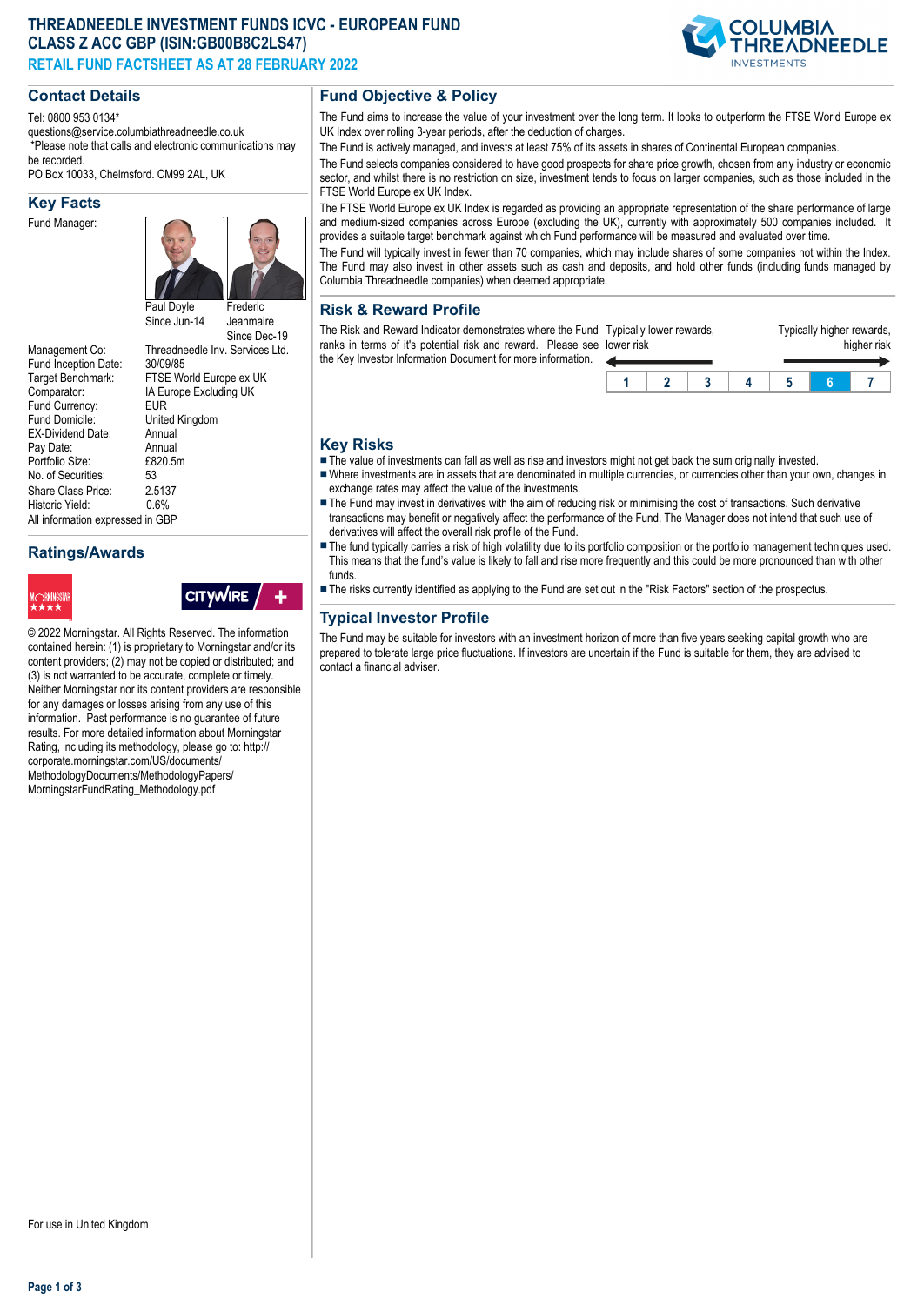# THREADNEEDLE INVESTMENT FUNDS ICVC - EUROPEAN FUND CLASS Z ACC GBP (ISIN:GB00B8C2LS47)

**RETAIL FUND FACTSHEET AS AT 28 FEBRUARY 2022**

## Contact Details

Tel: 0800 953 0134*
questions@service.columbiathreadneedle.co.uk
*Please note that calls and electronic communications may be recorded.
PO Box 10033, Chelmsford. CM99 2AL, UK

## Key Facts

Fund Manager: Paul Doyle, Since Jun-14; Frederic Jeanmaire, Since Dec-19

| | |
|---|---|
| Management Co: | Threadneedle Inv. Services Ltd. |
| Fund Inception Date: | 30/09/85 |
| Target Benchmark: | FTSE World Europe ex UK |
| Comparator: | IA Europe Excluding UK |
| Fund Currency: | EUR |
| Fund Domicile: | United Kingdom |
| EX-Dividend Date: | Annual |
| Pay Date: | Annual |
| Portfolio Size: | £820.5m |
| No. of Securities: | 53 |
| Share Class Price: | 2.5137 |
| Historic Yield: | 0.6% |

All information expressed in GBP

## Ratings/Awards

© 2022 Morningstar. All Rights Reserved. The information contained herein: (1) is proprietary to Morningstar and/or its content providers; (2) may not be copied or distributed; and (3) is not warranted to be accurate, complete or timely. Neither Morningstar nor its content providers are responsible for any damages or losses arising from any use of this information. Past performance is no guarantee of future results. For more detailed information about Morningstar Rating, including its methodology, please go to: http://corporate.morningstar.com/US/documents/MethodologyDocuments/MethodologyPapers/MorningstarFundRating_Methodology.pdf

## Fund Objective & Policy

The Fund aims to increase the value of your investment over the long term. It looks to outperform the FTSE World Europe ex UK Index over rolling 3-year periods, after the deduction of charges.

The Fund is actively managed, and invests at least 75% of its assets in shares of Continental European companies.

The Fund selects companies considered to have good prospects for share price growth, chosen from any industry or economic sector, and whilst there is no restriction on size, investment tends to focus on larger companies, such as those included in the FTSE World Europe ex UK Index.

The FTSE World Europe ex UK Index is regarded as providing an appropriate representation of the share performance of large and medium-sized companies across Europe (excluding the UK), currently with approximately 500 companies included. It provides a suitable target benchmark against which Fund performance will be measured and evaluated over time.

The Fund will typically invest in fewer than 70 companies, which may include shares of some companies not within the Index. The Fund may also invest in other assets such as cash and deposits, and hold other funds (including funds managed by Columbia Threadneedle companies) when deemed appropriate.

## Risk & Reward Profile

The Risk and Reward Indicator demonstrates where the Fund ranks in terms of it's potential risk and reward. Please see the Key Investor Information Document for more information.

Typically lower rewards, lower risk — Typically higher rewards, higher risk

| 1 | 2 | 3 | 4 | 5 | **6** | 7 |
|---|---|---|---|---|---|---|

## Key Risks

- The value of investments can fall as well as rise and investors might not get back the sum originally invested.
- Where investments are in assets that are denominated in multiple currencies, or currencies other than your own, changes in exchange rates may affect the value of the investments.
- The Fund may invest in derivatives with the aim of reducing risk or minimising the cost of transactions. Such derivative transactions may benefit or negatively affect the performance of the Fund. The Manager does not intend that such use of derivatives will affect the overall risk profile of the Fund.
- The fund typically carries a risk of high volatility due to its portfolio composition or the portfolio management techniques used. This means that the fund's value is likely to fall and rise more frequently and this could be more pronounced than with other funds.
- The risks currently identified as applying to the Fund are set out in the "Risk Factors" section of the prospectus.

## Typical Investor Profile

The Fund may be suitable for investors with an investment horizon of more than five years seeking capital growth who are prepared to tolerate large price fluctuations. If investors are uncertain if the Fund is suitable for them, they are advised to contact a financial adviser.

For use in United Kingdom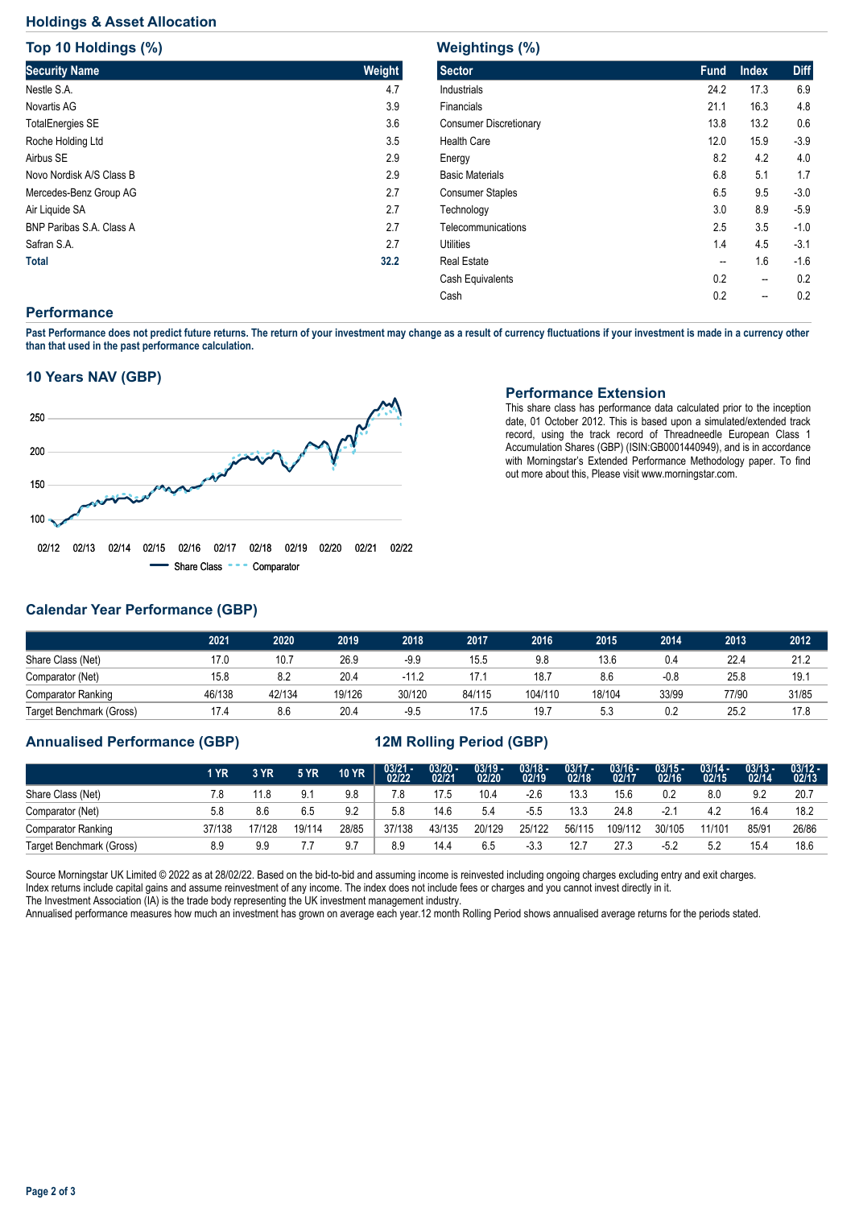## Holdings & Asset Allocation

### Top 10 Holdings (%)

| Security Name | Weight |
|---|---|
| Nestle S.A. | 4.7 |
| Novartis AG | 3.9 |
| TotalEnergies SE | 3.6 |
| Roche Holding Ltd | 3.5 |
| Airbus SE | 2.9 |
| Novo Nordisk A/S Class B | 2.9 |
| Mercedes-Benz Group AG | 2.7 |
| Air Liquide SA | 2.7 |
| BNP Paribas S.A. Class A | 2.7 |
| Safran S.A. | 2.7 |
| **Total** | **32.2** |

### Weightings (%)

| Sector | Fund | Index | Diff |
|---|---|---|---|
| Industrials | 24.2 | 17.3 | 6.9 |
| Financials | 21.1 | 16.3 | 4.8 |
| Consumer Discretionary | 13.8 | 13.2 | 0.6 |
| Health Care | 12.0 | 15.9 | -3.9 |
| Energy | 8.2 | 4.2 | 4.0 |
| Basic Materials | 6.8 | 5.1 | 1.7 |
| Consumer Staples | 6.5 | 9.5 | -3.0 |
| Technology | 3.0 | 8.9 | -5.9 |
| Telecommunications | 2.5 | 3.5 | -1.0 |
| Utilities | 1.4 | 4.5 | -3.1 |
| Real Estate | -- | 1.6 | -1.6 |
| Cash Equivalents | 0.2 | -- | 0.2 |
| Cash | 0.2 | -- | 0.2 |

## Performance

**Past Performance does not predict future returns. The return of your investment may change as a result of currency fluctuations if your investment is made in a currency other than that used in the past performance calculation.**

### 10 Years NAV (GBP)

Share Class / Comparator

### Performance Extension

This share class has performance data calculated prior to the inception date, 01 October 2012. This is based upon a simulated/extended track record, using the track record of Threadneedle European Class 1 Accumulation Shares (GBP) (ISIN:GB0001440949), and is in accordance with Morningstar's Extended Performance Methodology paper. To find out more about this, Please visit www.morningstar.com.

### Calendar Year Performance (GBP)

| | 2021 | 2020 | 2019 | 2018 | 2017 | 2016 | 2015 | 2014 | 2013 | 2012 |
|---|---|---|---|---|---|---|---|---|---|---|
| Share Class (Net) | 17.0 | 10.7 | 26.9 | -9.9 | 15.5 | 9.8 | 13.6 | 0.4 | 22.4 | 21.2 |
| Comparator (Net) | 15.8 | 8.2 | 20.4 | -11.2 | 17.1 | 18.7 | 8.6 | -0.8 | 25.8 | 19.1 |
| Comparator Ranking | 46/138 | 42/134 | 19/126 | 30/120 | 84/115 | 104/110 | 18/104 | 33/99 | 77/90 | 31/85 |
| Target Benchmark (Gross) | 17.4 | 8.6 | 20.4 | -9.5 | 17.5 | 19.7 | 5.3 | 0.2 | 25.2 | 17.8 |

### Annualised Performance (GBP) / 12M Rolling Period (GBP)

| | 1 YR | 3 YR | 5 YR | 10 YR | 03/21 - 02/22 | 03/20 - 02/21 | 03/19 - 02/20 | 03/18 - 02/19 | 03/17 - 02/18 | 03/16 - 02/17 | 03/15 - 02/16 | 03/14 - 02/15 | 03/13 - 02/14 | 03/12 - 02/13 |
|---|---|---|---|---|---|---|---|---|---|---|---|---|---|---|
| Share Class (Net) | 7.8 | 11.8 | 9.1 | 9.8 | 7.8 | 17.5 | 10.4 | -2.6 | 13.3 | 15.6 | 0.2 | 8.0 | 9.2 | 20.7 |
| Comparator (Net) | 5.8 | 8.6 | 6.5 | 9.2 | 5.8 | 14.6 | 5.4 | -5.5 | 13.3 | 24.8 | -2.1 | 4.2 | 16.4 | 18.2 |
| Comparator Ranking | 37/138 | 17/128 | 19/114 | 28/85 | 37/138 | 43/135 | 20/129 | 25/122 | 56/115 | 109/112 | 30/105 | 11/101 | 85/91 | 26/86 |
| Target Benchmark (Gross) | 8.9 | 9.9 | 7.7 | 9.7 | 8.9 | 14.4 | 6.5 | -3.3 | 12.7 | 27.3 | -5.2 | 5.2 | 15.4 | 18.6 |

Source Morningstar UK Limited © 2022 as at 28/02/22. Based on the bid-to-bid and assuming income is reinvested including ongoing charges excluding entry and exit charges.
Index returns include capital gains and assume reinvestment of any income. The index does not include fees or charges and you cannot invest directly in it.
The Investment Association (IA) is the trade body representing the UK investment management industry.
Annualised performance measures how much an investment has grown on average each year.12 month Rolling Period shows annualised average returns for the periods stated.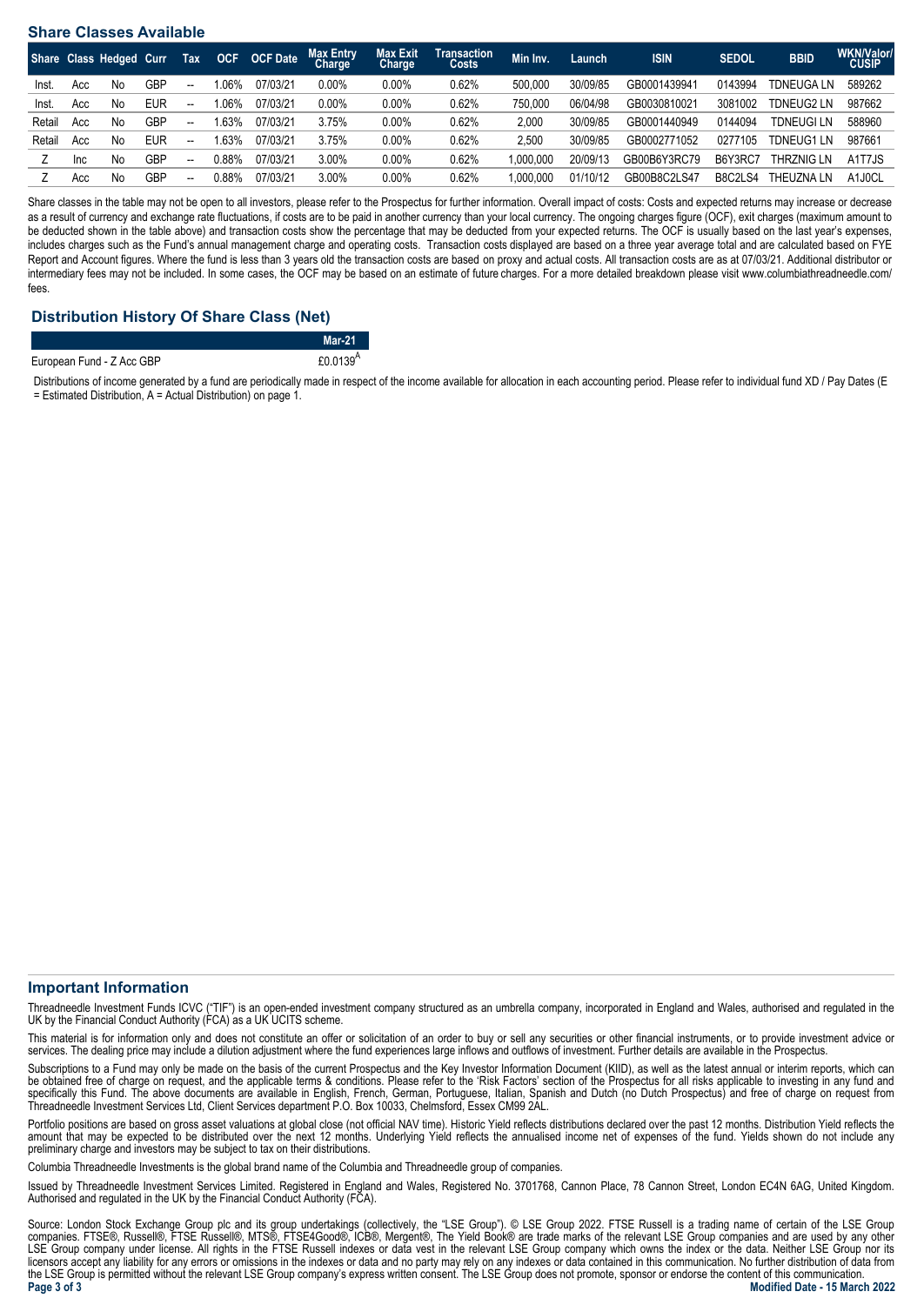## Share Classes Available

| Share | Class | Hedged | Curr | Tax | OCF | OCF Date | Max Entry Charge | Max Exit Charge | Transaction Costs | Min Inv. | Launch | ISIN | SEDOL | BBID | WKN/Valor/CUSIP |
|---|---|---|---|---|---|---|---|---|---|---|---|---|---|---|---|
| Inst. | Acc | No | GBP | -- | 1.06% | 07/03/21 | 0.00% | 0.00% | 0.62% | 500,000 | 30/09/85 | GB0001439941 | 0143994 | TDNEUGA LN | 589262 |
| Inst. | Acc | No | EUR | -- | 1.06% | 07/03/21 | 0.00% | 0.00% | 0.62% | 750,000 | 06/04/98 | GB0030810021 | 3081002 | TDNEUG2 LN | 987662 |
| Retail | Acc | No | GBP | -- | 1.63% | 07/03/21 | 3.75% | 0.00% | 0.62% | 2,000 | 30/09/85 | GB0001440949 | 0144094 | TDNEUGI LN | 588960 |
| Retail | Acc | No | EUR | -- | 1.63% | 07/03/21 | 3.75% | 0.00% | 0.62% | 2,500 | 30/09/85 | GB0002771052 | 0277105 | TDNEUG1 LN | 987661 |
| Z | Inc | No | GBP | -- | 0.88% | 07/03/21 | 3.00% | 0.00% | 0.62% | 1,000,000 | 20/09/13 | GB00B6Y3RC79 | B6Y3RC7 | THRZNIG LN | A1T7JS |
| Z | Acc | No | GBP | -- | 0.88% | 07/03/21 | 3.00% | 0.00% | 0.62% | 1,000,000 | 01/10/12 | GB00B8C2LS47 | B8C2LS4 | THEUZNA LN | A1J0CL |

Share classes in the table may not be open to all investors, please refer to the Prospectus for further information. Overall impact of costs: Costs and expected returns may increase or decrease as a result of currency and exchange rate fluctuations, if costs are to be paid in another currency than your local currency. The ongoing charges figure (OCF), exit charges (maximum amount to be deducted shown in the table above) and transaction costs show the percentage that may be deducted from your expected returns. The OCF is usually based on the last year's expenses, includes charges such as the Fund's annual management charge and operating costs. Transaction costs displayed are based on a three year average total and are calculated based on FYE Report and Account figures. Where the fund is less than 3 years old the transaction costs are based on proxy and actual costs. All transaction costs are as at 07/03/21. Additional distributor or intermediary fees may not be included. In some cases, the OCF may be based on an estimate of future charges. For a more detailed breakdown please visit www.columbiathreadneedle.com/fees.

## Distribution History Of Share Class (Net)

| | Mar-21 |
|---|---|
| European Fund - Z Acc GBP | £0.0139[A] |

Distributions of income generated by a fund are periodically made in respect of the income available for allocation in each accounting period. Please refer to individual fund XD / Pay Dates (E = Estimated Distribution, A = Actual Distribution) on page 1.

## Important Information

Threadneedle Investment Funds ICVC ("TIF") is an open-ended investment company structured as an umbrella company, incorporated in England and Wales, authorised and regulated in the UK by the Financial Conduct Authority (FCA) as a UK UCITS scheme.

This material is for information only and does not constitute an offer or solicitation of an order to buy or sell any securities or other financial instruments, or to provide investment advice or services. The dealing price may include a dilution adjustment where the fund experiences large inflows and outflows of investment. Further details are available in the Prospectus.

Subscriptions to a Fund may only be made on the basis of the current Prospectus and the Key Investor Information Document (KIID), as well as the latest annual or interim reports, which can be obtained free of charge on request, and the applicable terms & conditions. Please refer to the 'Risk Factors' section of the Prospectus for all risks applicable to investing in any fund and specifically this Fund. The above documents are available in English, French, German, Portuguese, Italian, Spanish and Dutch (no Dutch Prospectus) and free of charge on request from Threadneedle Investment Services Ltd, Client Services department P.O. Box 10033, Chelmsford, Essex CM99 2AL.

Portfolio positions are based on gross asset valuations at global close (not official NAV time). Historic Yield reflects distributions declared over the past 12 months. Distribution Yield reflects the amount that may be expected to be distributed over the next 12 months. Underlying Yield reflects the annualised income net of expenses of the fund. Yields shown do not include any preliminary charge and investors may be subject to tax on their distributions.

Columbia Threadneedle Investments is the global brand name of the Columbia and Threadneedle group of companies.

Issued by Threadneedle Investment Services Limited. Registered in England and Wales, Registered No. 3701768, Cannon Place, 78 Cannon Street, London EC4N 6AG, United Kingdom. Authorised and regulated in the UK by the Financial Conduct Authority (FCA).

Source: London Stock Exchange Group plc and its group undertakings (collectively, the "LSE Group"). © LSE Group 2022. FTSE Russell is a trading name of certain of the LSE Group companies. FTSE®, Russell®, FTSE Russell®, MTS®, FTSE4Good®, ICB®, Mergent®, The Yield Book® are trade marks of the relevant LSE Group companies and are used by any other LSE Group company under license. All rights in the FTSE Russell indexes or data vest in the relevant LSE Group company which owns the index or the data. Neither LSE Group nor its licensors accept any liability for any errors or omissions in the indexes or data and no party may rely on any indexes or data contained in this communication. No further distribution of data from the LSE Group is permitted without the relevant LSE Group company's express written consent. The LSE Group does not promote, sponsor or endorse the content of this communication.

Modified Date - 15 March 2022